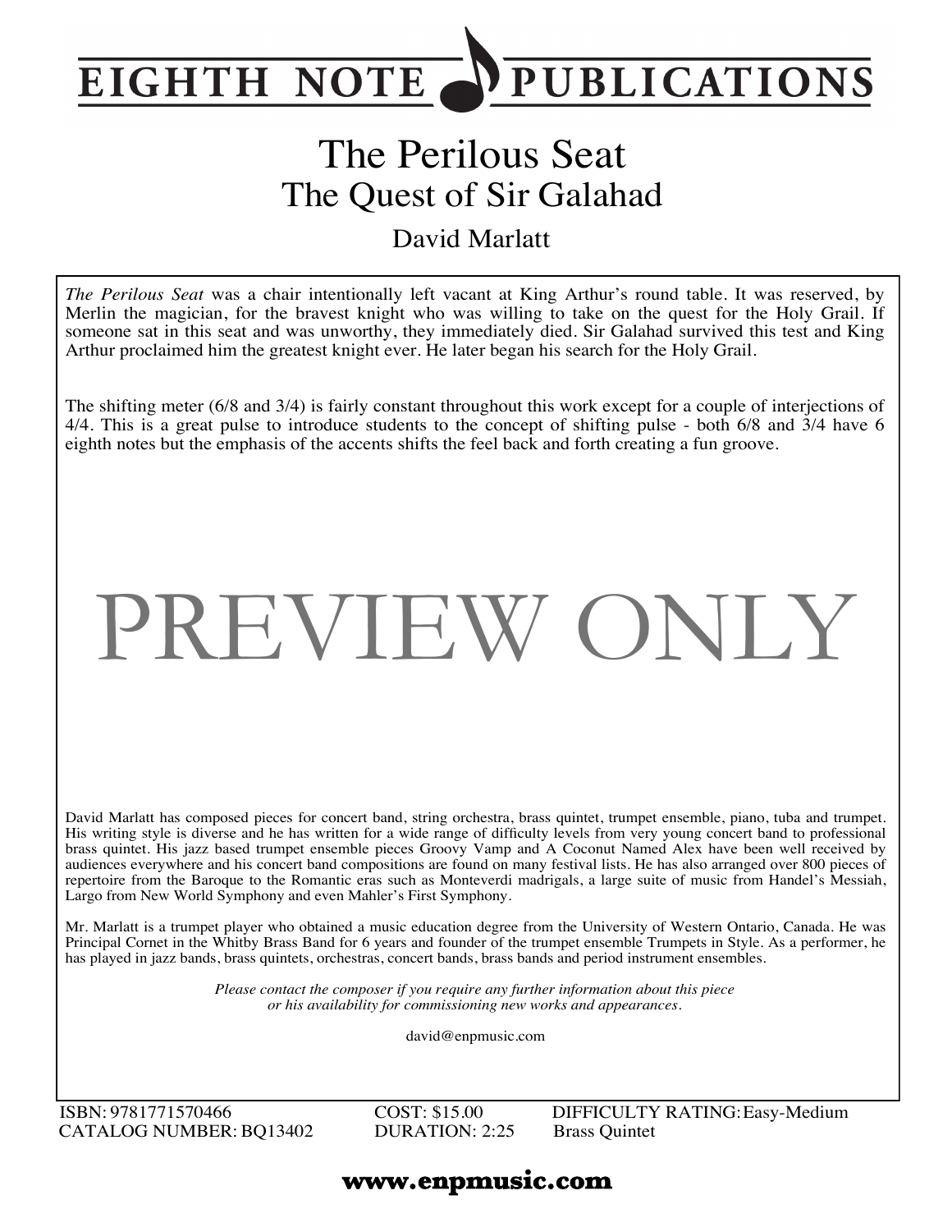EIGHTH NOTE PUBLICATIONS

# The Perilous Seat

## The Quest of Sir Galahad

David Marlatt

*The Perilous Seat* was a chair intentionally left vacant at King Arthur's round table. It was reserved, by Merlin the magician, for the bravest knight who was willing to take on the quest for the Holy Grail. If someone sat in this seat and was unworthy, they immediately died. Sir Galahad survived this test and King Arthur proclaimed him the greatest knight ever. He later began his search for the Holy Grail.

The shifting meter (6/8 and 3/4) is fairly constant throughout this work except for a couple of interjections of 4/4. This is a great pulse to introduce students to the concept of shifting pulse - both 6/8 and 3/4 have 6 eighth notes but the emphasis of the accents shifts the feel back and forth creating a fun groove.

PREVIEW ONLY

David Marlatt has composed pieces for concert band, string orchestra, brass quintet, trumpet ensemble, piano, tuba and trumpet. His writing style is diverse and he has written for a wide range of difficulty levels from very young concert band to professional brass quintet. His jazz based trumpet ensemble pieces Groovy Vamp and A Coconut Named Alex have been well received by audiences everywhere and his concert band compositions are found on many festival lists. He has also arranged over 800 pieces of repertoire from the Baroque to the Romantic eras such as Monteverdi madrigals, a large suite of music from Handel's Messiah, Largo from New World Symphony and even Mahler's First Symphony.

Mr. Marlatt is a trumpet player who obtained a music education degree from the University of Western Ontario, Canada. He was Principal Cornet in the Whitby Brass Band for 6 years and founder of the trumpet ensemble Trumpets in Style. As a performer, he has played in jazz bands, brass quintets, orchestras, concert bands, brass bands and period instrument ensembles.

*Please contact the composer if you require any further information about this piece or his availability for commissioning new works and appearances.*

david@enpmusic.com

ISBN: 9781771570466
CATALOG NUMBER: BQ13402

COST: $15.00
DURATION: 2:25

DIFFICULTY RATING: Easy-Medium
Brass Quintet

**www.enpmusic.com**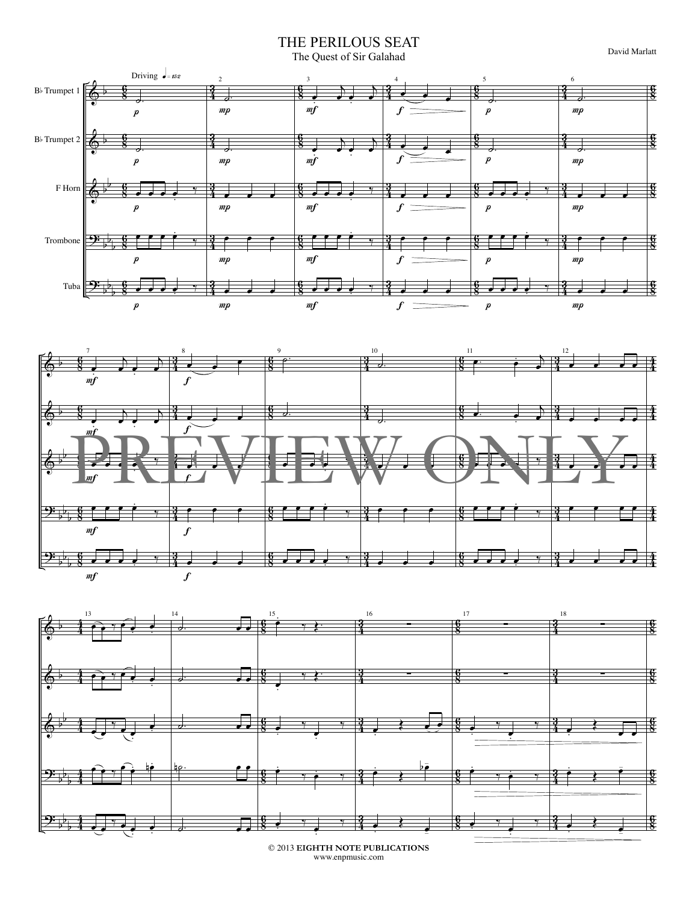# THE PERILOUS SEAT

The Quest of Sir Galahad

David Marlatt

PREVIEW ONLY

© 2013 EIGHTH NOTE PUBLICATIONS
www.enpmusic.com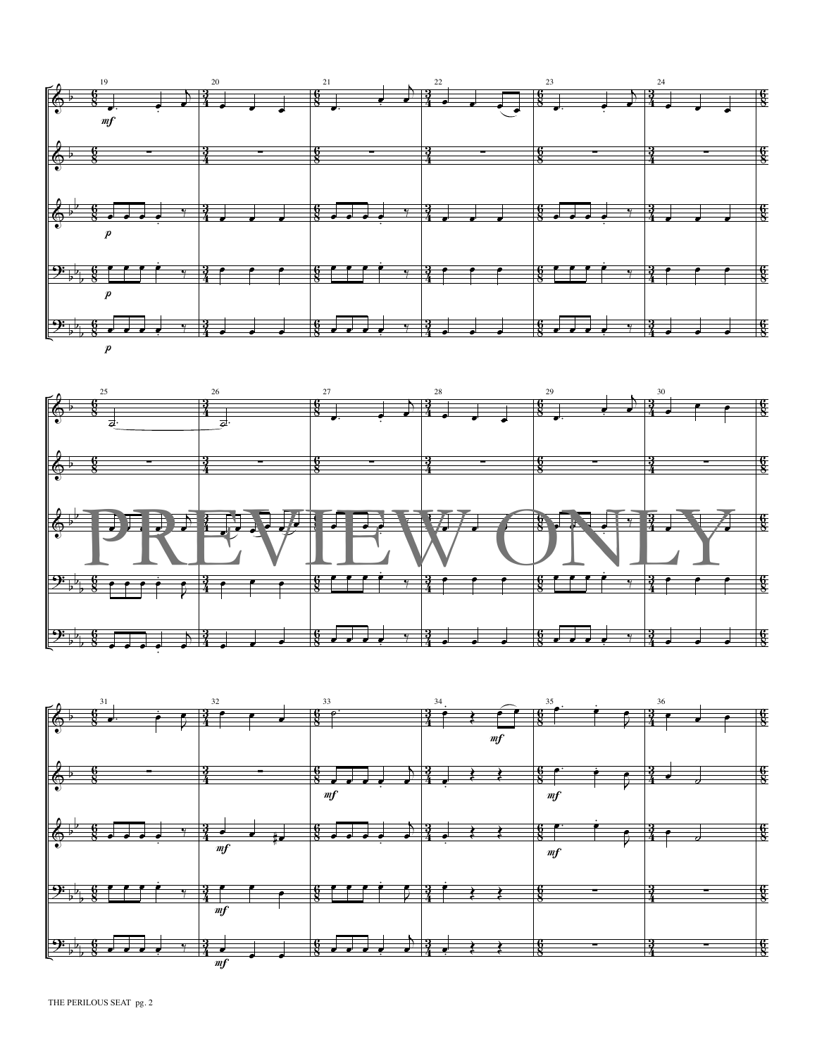PREVIEW ONLY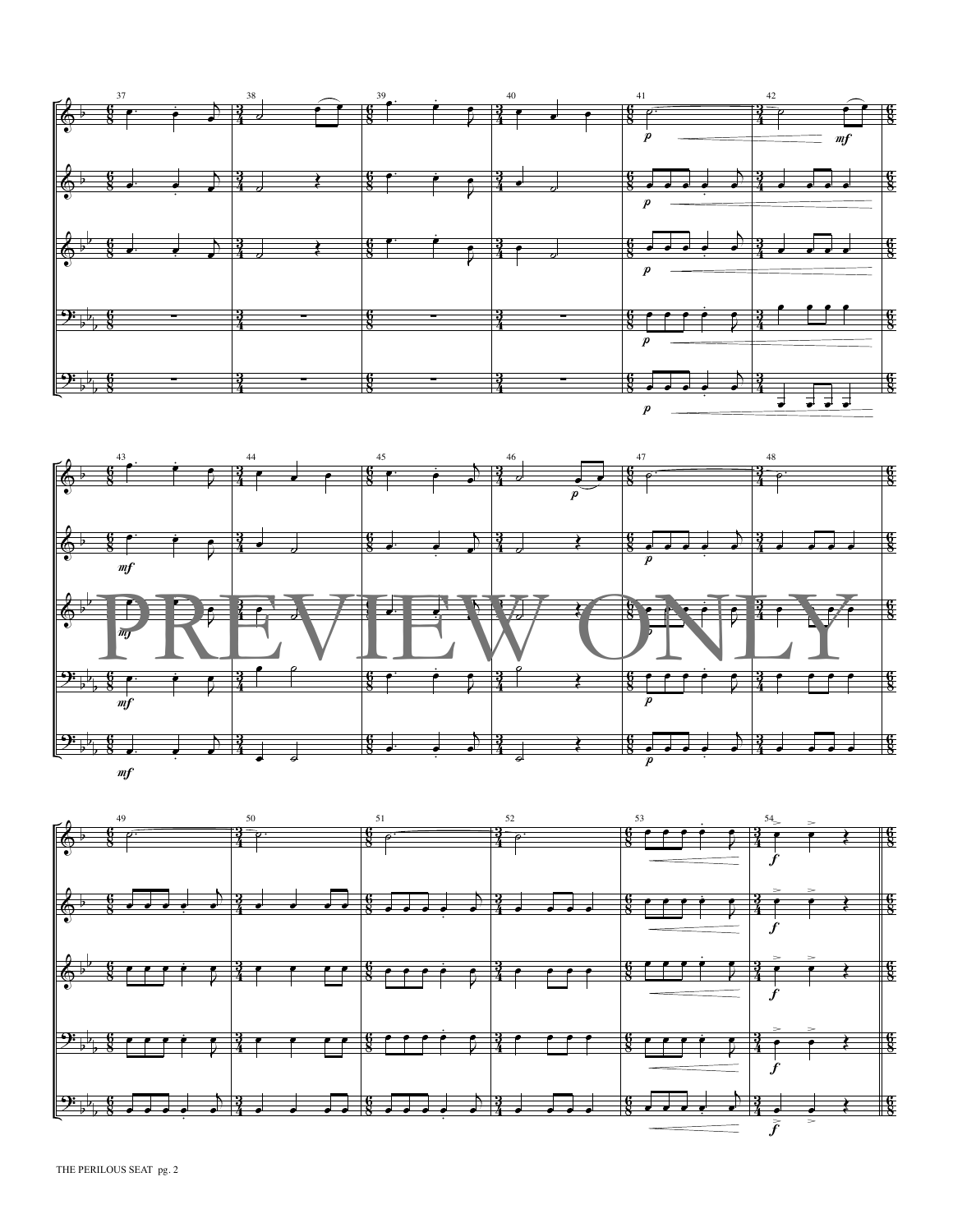PREVIEW ONLY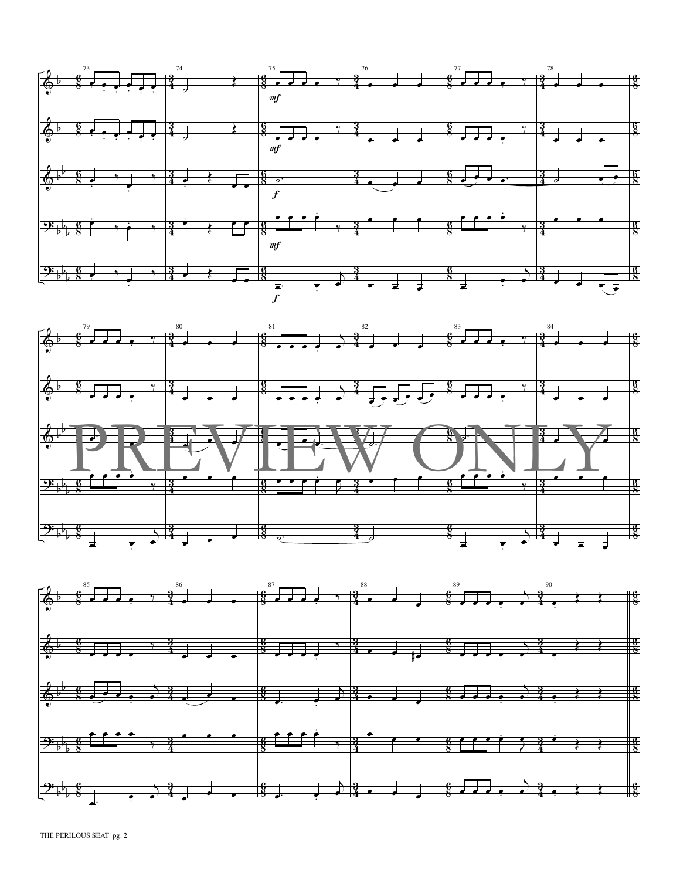PREVIEW ONLY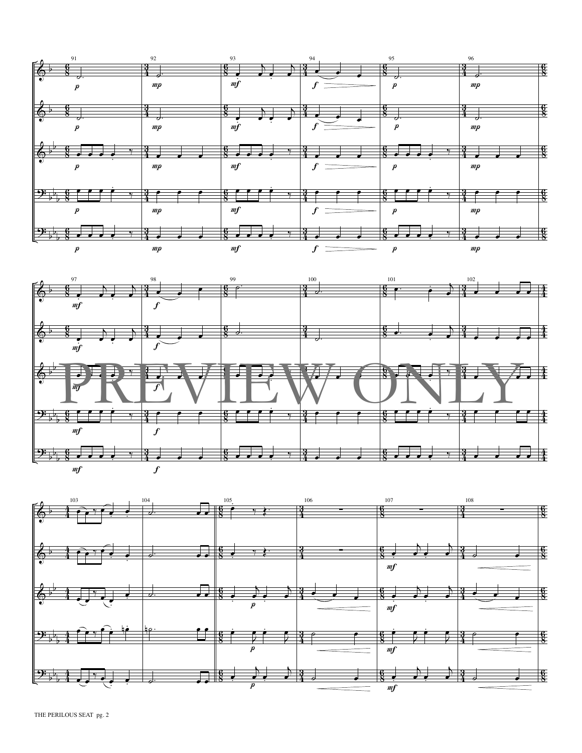PREVIEW ONLY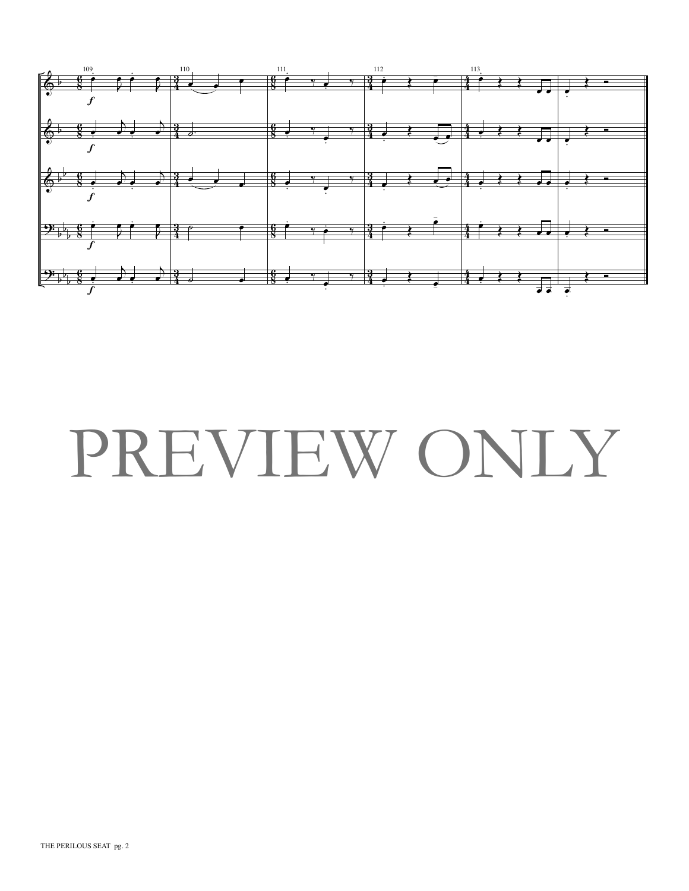PREVIEW ONLY